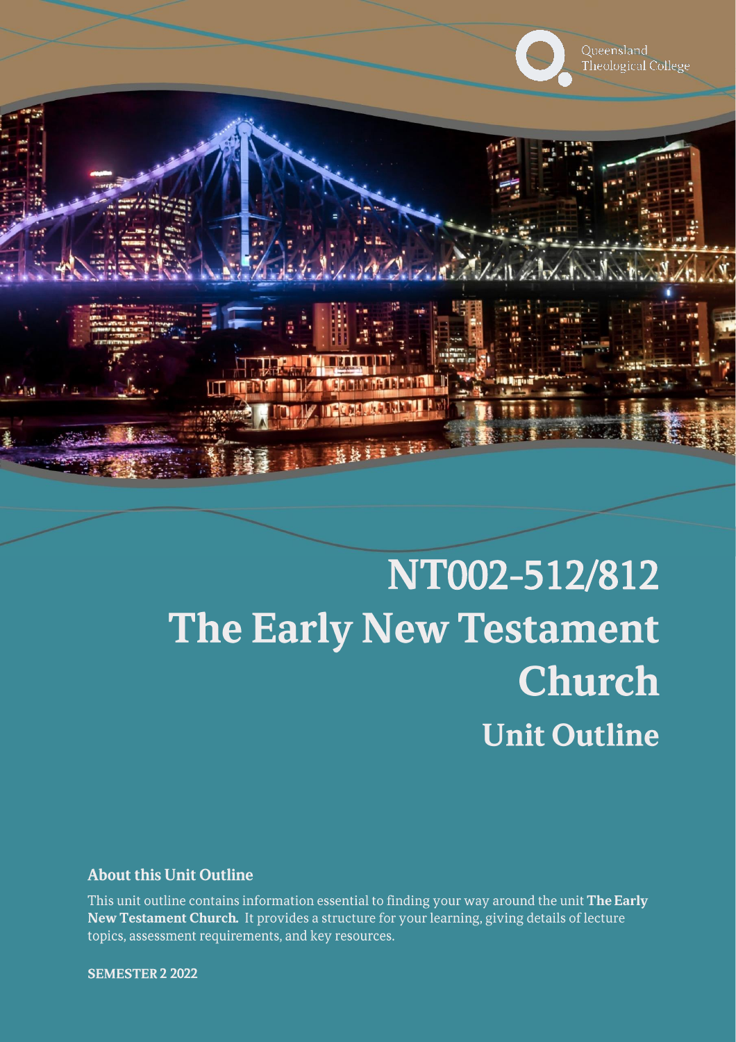Queensland Theological College

# NT002-512/812 The Early New Testament Church

## Unit Outline

### About this Unit Outline

This unit outline contains information essential to finding your way around the unit **The Early New Testament Church.** It provides a structure for your learning, giving details of lecture topics, assessment requirements, and key resources.

**SEMESTER 2 2022**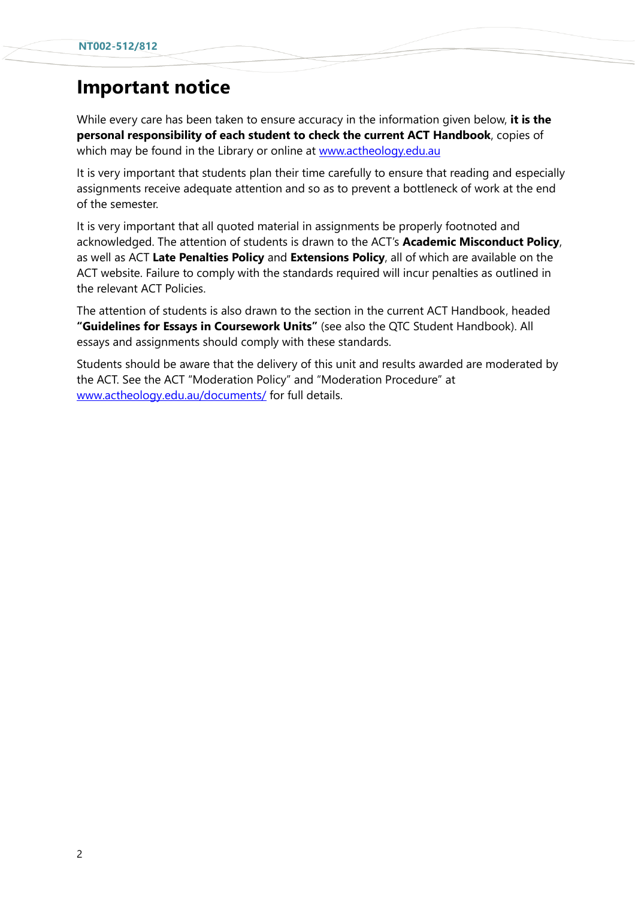# Important notice

While every care has been taken to ensure accuracy in the information given below, **it is the personal responsibility of each student to check the current ACT Handbook**, copies of which may be found in the Library or online at [www.actheology.edu.au](www.actheology.edu.au)

It is very important that students plan their time carefully to ensure that reading and especially assignments receive adequate attention and so as to prevent a bottleneck of work at the end of the semester.

It is very important that all quoted material in assignments be properly footnoted and acknowledged. The attention of students is drawn to the ACT's **Academic Misconduct Policy**, as well as ACT **Late Penalties Policy** and **Extensions Policy**, all of which are available on the ACT website. Failure to comply with the standards required will incur penalties as outlined in the relevant ACT Policies.

The attention of students is also drawn to the section in the current ACT Handbook, headed **"Guidelines for Essays in Coursework Units"** (see also the QTC Student Handbook). All essays and assignments should comply with these standards.

Students should be aware that the delivery of this unit and results awarded are moderated by the ACT. See the ACT "Moderation Policy" and "Moderation Procedure" at [www.actheology.edu.au/documents/](www.actheology.edu.au/documents/) for full details.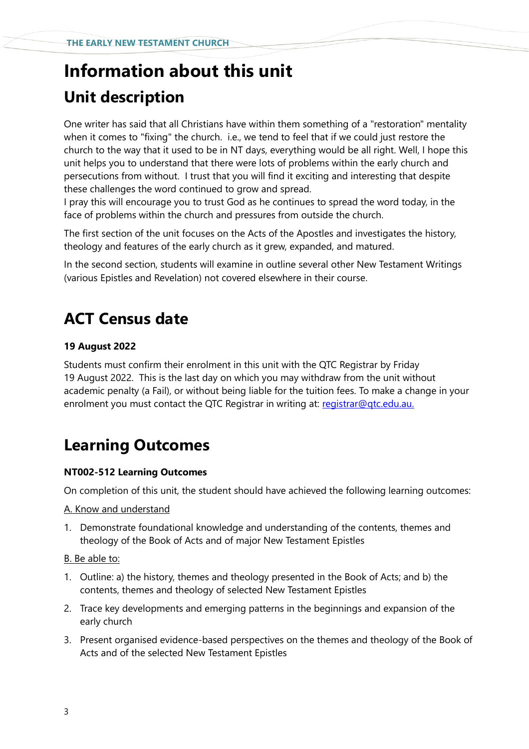# Information about this unit

## Unit description

One writer has said that all Christians have within them something of a "restoration" mentality when it comes to "fixing" the church. i.e., we tend to feel that if we could just restore the church to the way that it used to be in NT days, everything would be all right. Well, I hope this unit helps you to understand that there were lots of problems within the early church and persecutions from without. I trust that you will find it exciting and interesting that despite these challenges the word continued to grow and spread.
I pray this will encourage you to trust God as he continues to spread the word today, in the face of problems within the church and pressures from outside the church.

The first section of the unit focuses on the Acts of the Apostles and investigates the history, theology and features of the early church as it grew, expanded, and matured.

In the second section, students will examine in outline several other New Testament Writings (various Epistles and Revelation) not covered elsewhere in their course.

## ACT Census date

**19 August 2022**

Students must confirm their enrolment in this unit with the QTC Registrar by Friday 19 August 2022. This is the last day on which you may withdraw from the unit without academic penalty (a Fail), or without being liable for the tuition fees. To make a change in your enrolment you must contact the QTC Registrar in writing at: registrar@qtc.edu.au.

## Learning Outcomes

**NT002-512 Learning Outcomes**

On completion of this unit, the student should have achieved the following learning outcomes:

A. Know and understand

1. Demonstrate foundational knowledge and understanding of the contents, themes and theology of the Book of Acts and of major New Testament Epistles

B. Be able to:

1. Outline: a) the history, themes and theology presented in the Book of Acts; and b) the contents, themes and theology of selected New Testament Epistles
2. Trace key developments and emerging patterns in the beginnings and expansion of the early church
3. Present organised evidence-based perspectives on the themes and theology of the Book of Acts and of the selected New Testament Epistles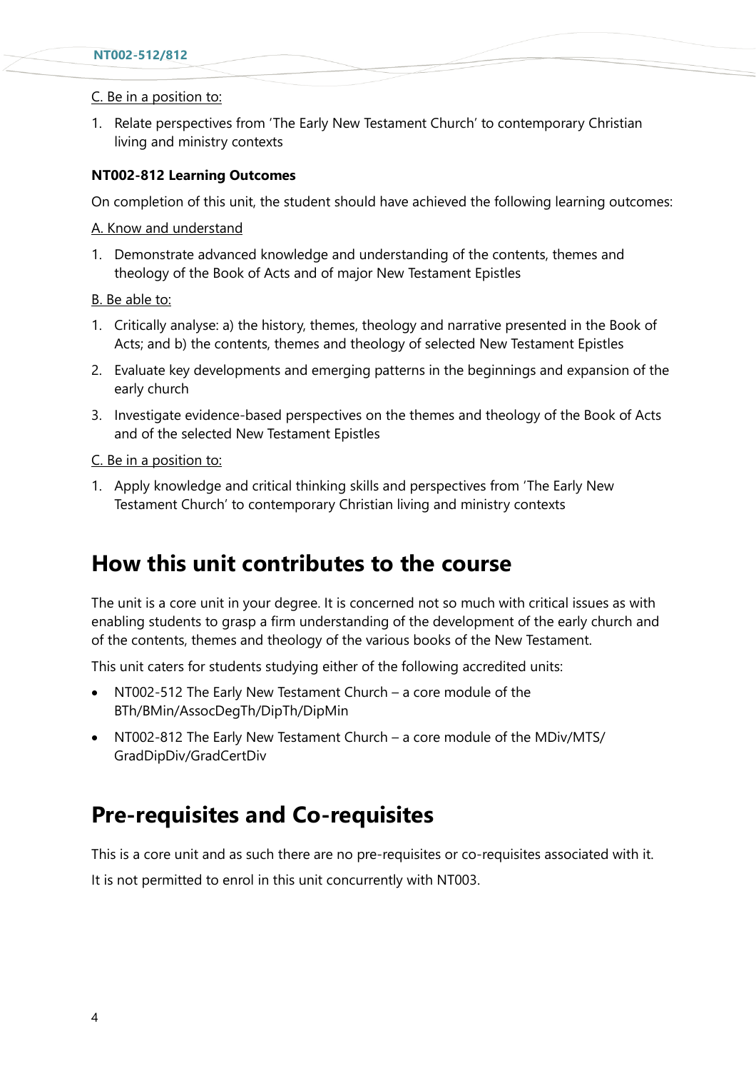C. Be in a position to:

1. Relate perspectives from 'The Early New Testament Church' to contemporary Christian living and ministry contexts

**NT002-812 Learning Outcomes**

On completion of this unit, the student should have achieved the following learning outcomes:

A. Know and understand

1. Demonstrate advanced knowledge and understanding of the contents, themes and theology of the Book of Acts and of major New Testament Epistles

B. Be able to:

1. Critically analyse: a) the history, themes, theology and narrative presented in the Book of Acts; and b) the contents, themes and theology of selected New Testament Epistles
2. Evaluate key developments and emerging patterns in the beginnings and expansion of the early church
3. Investigate evidence-based perspectives on the themes and theology of the Book of Acts and of the selected New Testament Epistles

C. Be in a position to:

1. Apply knowledge and critical thinking skills and perspectives from 'The Early New Testament Church' to contemporary Christian living and ministry contexts

## How this unit contributes to the course

The unit is a core unit in your degree. It is concerned not so much with critical issues as with enabling students to grasp a firm understanding of the development of the early church and of the contents, themes and theology of the various books of the New Testament.

This unit caters for students studying either of the following accredited units:

- NT002-512 The Early New Testament Church – a core module of the BTh/BMin/AssocDegTh/DipTh/DipMin
- NT002-812 The Early New Testament Church – a core module of the MDiv/MTS/GradDipDiv/GradCertDiv

## Pre-requisites and Co-requisites

This is a core unit and as such there are no pre-requisites or co-requisites associated with it.

It is not permitted to enrol in this unit concurrently with NT003.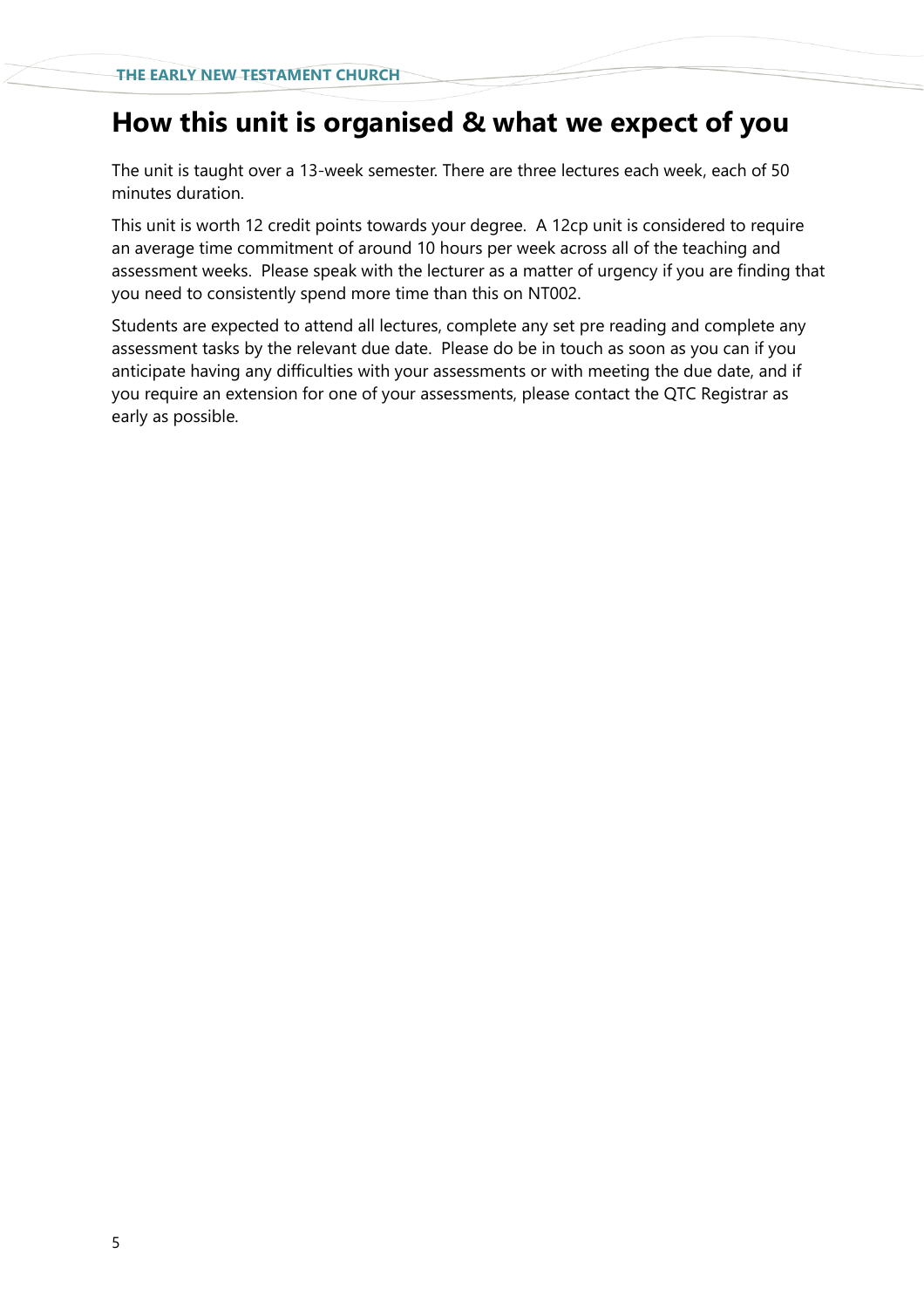# How this unit is organised & what we expect of you

The unit is taught over a 13-week semester. There are three lectures each week, each of 50 minutes duration.

This unit is worth 12 credit points towards your degree. A 12cp unit is considered to require an average time commitment of around 10 hours per week across all of the teaching and assessment weeks. Please speak with the lecturer as a matter of urgency if you are finding that you need to consistently spend more time than this on NT002.

Students are expected to attend all lectures, complete any set pre reading and complete any assessment tasks by the relevant due date. Please do be in touch as soon as you can if you anticipate having any difficulties with your assessments or with meeting the due date, and if you require an extension for one of your assessments, please contact the QTC Registrar as early as possible.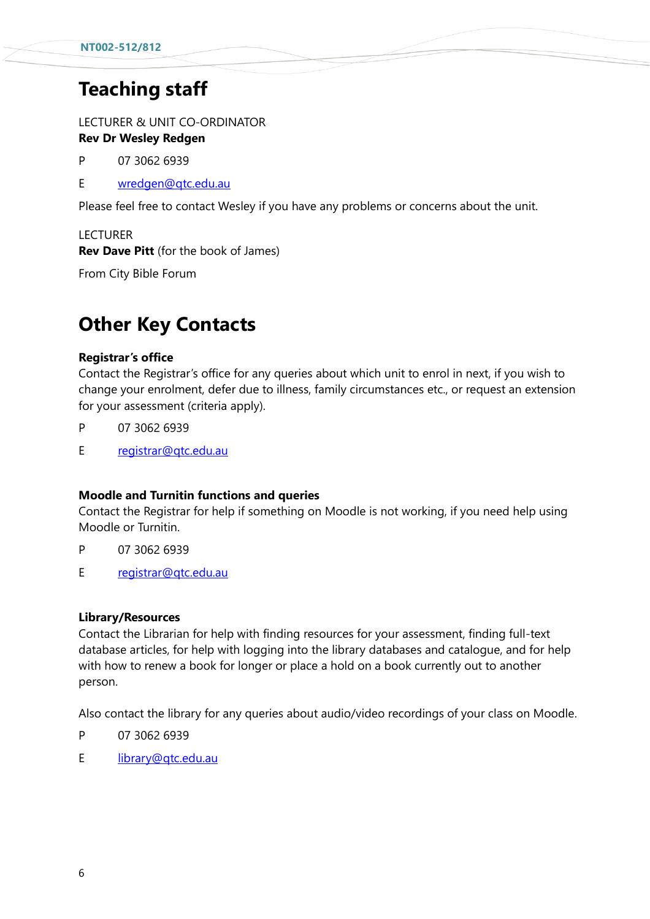# Teaching staff

LECTURER & UNIT CO-ORDINATOR
**Rev Dr Wesley Redgen**

P 07 3062 6939

E wredgen@qtc.edu.au

Please feel free to contact Wesley if you have any problems or concerns about the unit.

LECTURER
**Rev Dave Pitt** (for the book of James)

From City Bible Forum

# Other Key Contacts

**Registrar's office**
Contact the Registrar's office for any queries about which unit to enrol in next, if you wish to change your enrolment, defer due to illness, family circumstances etc., or request an extension for your assessment (criteria apply).

P 07 3062 6939

E registrar@qtc.edu.au

**Moodle and Turnitin functions and queries**
Contact the Registrar for help if something on Moodle is not working, if you need help using Moodle or Turnitin.

P 07 3062 6939

E registrar@qtc.edu.au

**Library/Resources**
Contact the Librarian for help with finding resources for your assessment, finding full-text database articles, for help with logging into the library databases and catalogue, and for help with how to renew a book for longer or place a hold on a book currently out to another person.

Also contact the library for any queries about audio/video recordings of your class on Moodle.

P 07 3062 6939

E library@qtc.edu.au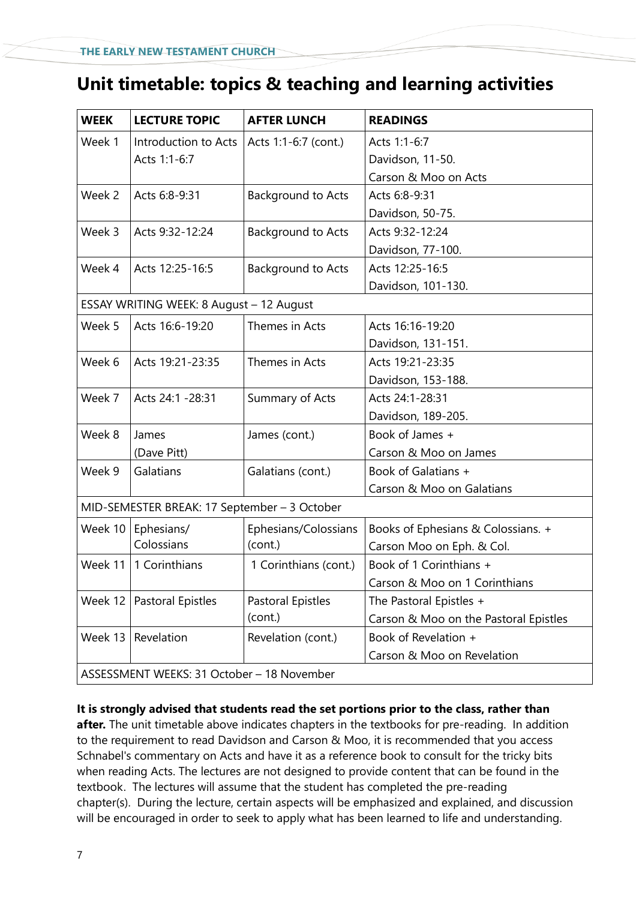## Unit timetable: topics & teaching and learning activities

| WEEK | LECTURE TOPIC | AFTER LUNCH | READINGS |
|---|---|---|---|
| Week 1 | Introduction to Acts Acts 1:1-6:7 | Acts 1:1-6:7 (cont.) | Acts 1:1-6:7 Davidson, 11-50. Carson & Moo on Acts |
| Week 2 | Acts 6:8-9:31 | Background to Acts | Acts 6:8-9:31 Davidson, 50-75. |
| Week 3 | Acts 9:32-12:24 | Background to Acts | Acts 9:32-12:24 Davidson, 77-100. |
| Week 4 | Acts 12:25-16:5 | Background to Acts | Acts 12:25-16:5 Davidson, 101-130. |
| ESSAY WRITING WEEK: 8 August – 12 August | | | |
| Week 5 | Acts 16:6-19:20 | Themes in Acts | Acts 16:16-19:20 Davidson, 131-151. |
| Week 6 | Acts 19:21-23:35 | Themes in Acts | Acts 19:21-23:35 Davidson, 153-188. |
| Week 7 | Acts 24:1 -28:31 | Summary of Acts | Acts 24:1-28:31 Davidson, 189-205. |
| Week 8 | James (Dave Pitt) | James (cont.) | Book of James + Carson & Moo on James |
| Week 9 | Galatians | Galatians (cont.) | Book of Galatians + Carson & Moo on Galatians |
| MID-SEMESTER BREAK: 17 September – 3 October | | | |
| Week 10 | Ephesians/ Colossians | Ephesians/Colossians (cont.) | Books of Ephesians & Colossians. + Carson Moo on Eph. & Col. |
| Week 11 | 1 Corinthians | 1 Corinthians (cont.) | Book of 1 Corinthians + Carson & Moo on 1 Corinthians |
| Week 12 | Pastoral Epistles | Pastoral Epistles (cont.) | The Pastoral Epistles + Carson & Moo on the Pastoral Epistles |
| Week 13 | Revelation | Revelation (cont.) | Book of Revelation + Carson & Moo on Revelation |
| ASSESSMENT WEEKS: 31 October – 18 November | | | |

**It is strongly advised that students read the set portions prior to the class, rather than after.** The unit timetable above indicates chapters in the textbooks for pre-reading. In addition to the requirement to read Davidson and Carson & Moo, it is recommended that you access Schnabel's commentary on Acts and have it as a reference book to consult for the tricky bits when reading Acts. The lectures are not designed to provide content that can be found in the textbook. The lectures will assume that the student has completed the pre-reading chapter(s). During the lecture, certain aspects will be emphasized and explained, and discussion will be encouraged in order to seek to apply what has been learned to life and understanding.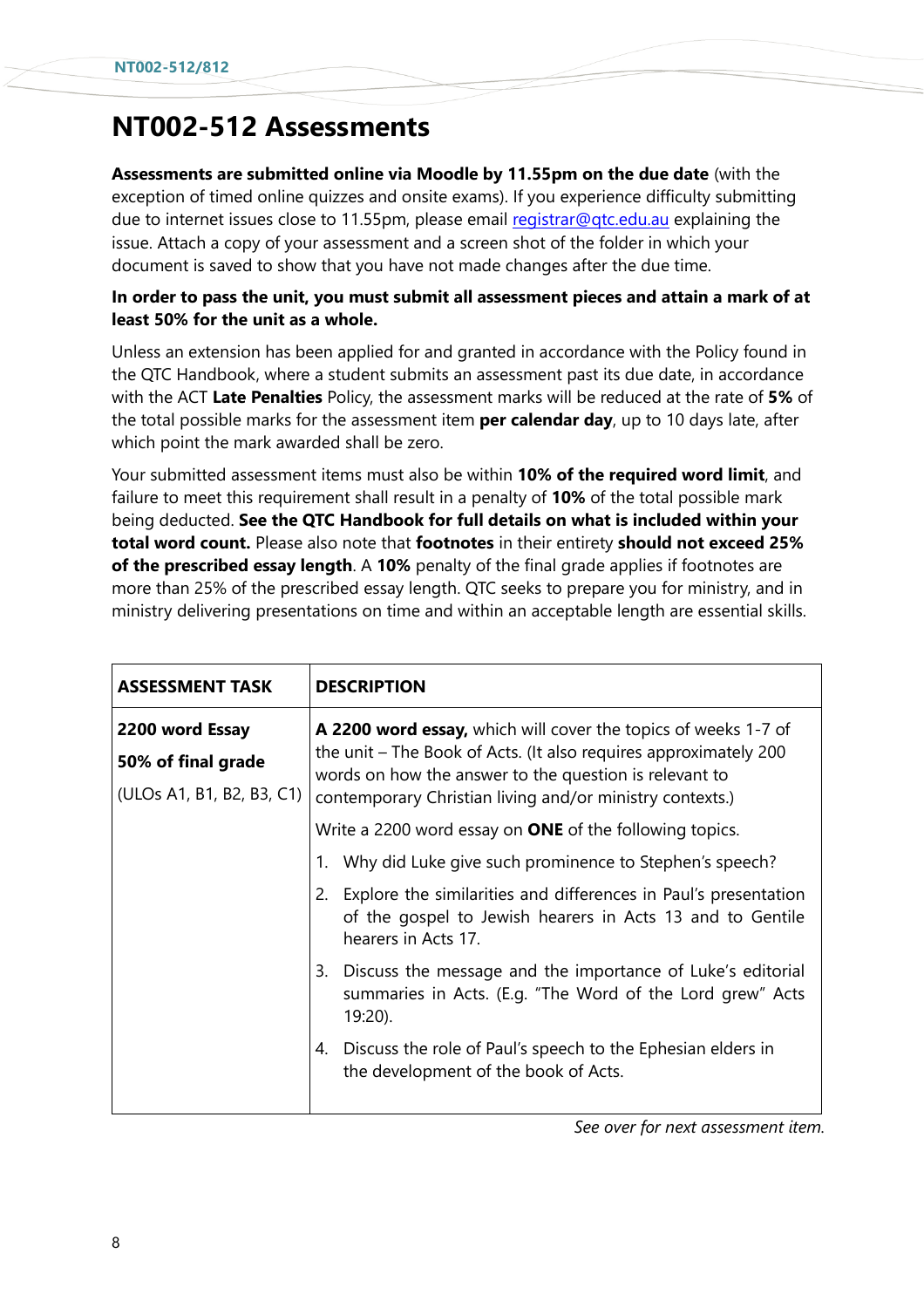# NT002-512 Assessments

**Assessments are submitted online via Moodle by 11.55pm on the due date** (with the exception of timed online quizzes and onsite exams). If you experience difficulty submitting due to internet issues close to 11.55pm, please email registrar@qtc.edu.au explaining the issue. Attach a copy of your assessment and a screen shot of the folder in which your document is saved to show that you have not made changes after the due time.

**In order to pass the unit, you must submit all assessment pieces and attain a mark of at least 50% for the unit as a whole.**

Unless an extension has been applied for and granted in accordance with the Policy found in the QTC Handbook, where a student submits an assessment past its due date, in accordance with the ACT **Late Penalties** Policy, the assessment marks will be reduced at the rate of **5%** of the total possible marks for the assessment item **per calendar day**, up to 10 days late, after which point the mark awarded shall be zero.

Your submitted assessment items must also be within **10% of the required word limit**, and failure to meet this requirement shall result in a penalty of **10%** of the total possible mark being deducted. **See the QTC Handbook for full details on what is included within your total word count.** Please also note that **footnotes** in their entirety **should not exceed 25% of the prescribed essay length**. A **10%** penalty of the final grade applies if footnotes are more than 25% of the prescribed essay length. QTC seeks to prepare you for ministry, and in ministry delivering presentations on time and within an acceptable length are essential skills.

| ASSESSMENT TASK | DESCRIPTION |
|---|---|
| **2200 word Essay**<br>**50% of final grade**<br>(ULOs A1, B1, B2, B3, C1) | **A 2200 word essay,** which will cover the topics of weeks 1-7 of the unit – The Book of Acts. (It also requires approximately 200 words on how the answer to the question is relevant to contemporary Christian living and/or ministry contexts.)<br>Write a 2200 word essay on **ONE** of the following topics.<br>1. Why did Luke give such prominence to Stephen's speech?<br>2. Explore the similarities and differences in Paul's presentation of the gospel to Jewish hearers in Acts 13 and to Gentile hearers in Acts 17.<br>3. Discuss the message and the importance of Luke's editorial summaries in Acts. (E.g. "The Word of the Lord grew" Acts 19:20).<br>4. Discuss the role of Paul's speech to the Ephesian elders in the development of the book of Acts. |

*See over for next assessment item.*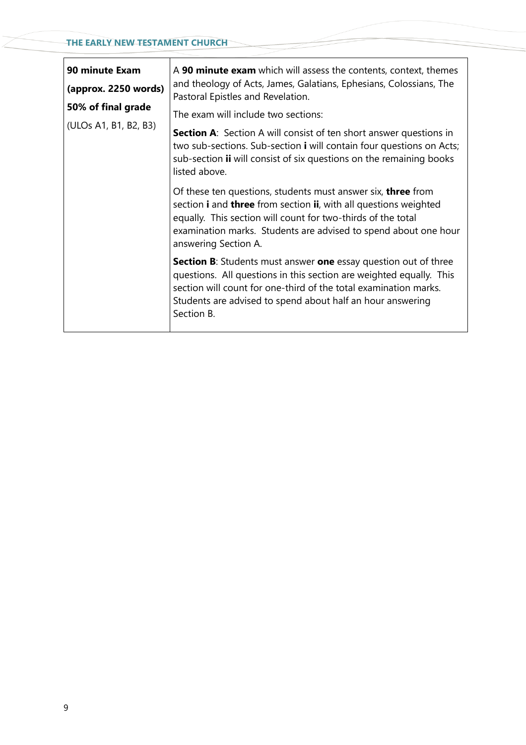| | |
|---|---|
| **90 minute Exam**<br>**(approx. 2250 words)**<br>**50% of final grade**<br>(ULOs A1, B1, B2, B3) | A **90 minute exam** which will assess the contents, context, themes and theology of Acts, James, Galatians, Ephesians, Colossians, The Pastoral Epistles and Revelation.<br><br>The exam will include two sections:<br><br>**Section A**: Section A will consist of ten short answer questions in two sub-sections. Sub-section **i** will contain four questions on Acts; sub-section **ii** will consist of six questions on the remaining books listed above.<br><br>Of these ten questions, students must answer six, **three** from section **i** and **three** from section **ii**, with all questions weighted equally. This section will count for two-thirds of the total examination marks. Students are advised to spend about one hour answering Section A.<br><br>**Section B**: Students must answer **one** essay question out of three questions. All questions in this section are weighted equally. This section will count for one-third of the total examination marks. Students are advised to spend about half an hour answering Section B. |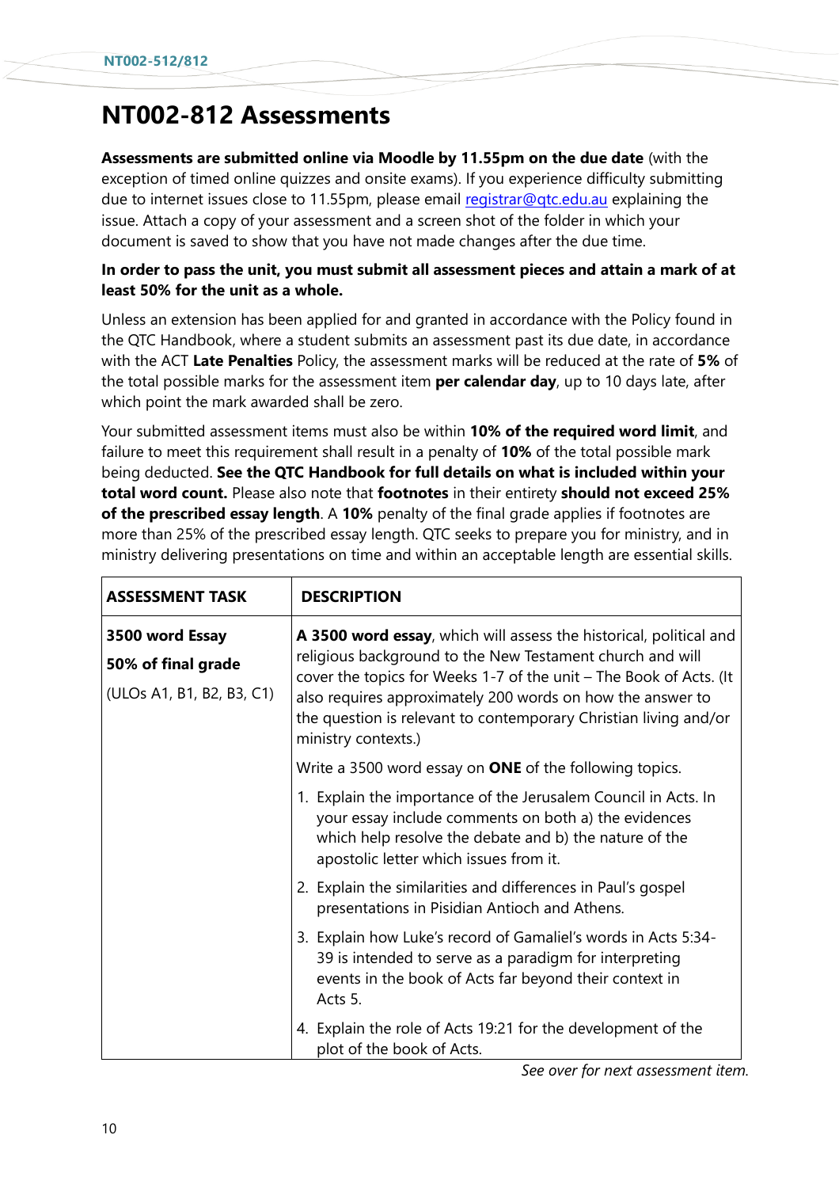# NT002-812 Assessments

**Assessments are submitted online via Moodle by 11.55pm on the due date** (with the exception of timed online quizzes and onsite exams). If you experience difficulty submitting due to internet issues close to 11.55pm, please email registrar@qtc.edu.au explaining the issue. Attach a copy of your assessment and a screen shot of the folder in which your document is saved to show that you have not made changes after the due time.

**In order to pass the unit, you must submit all assessment pieces and attain a mark of at least 50% for the unit as a whole.**

Unless an extension has been applied for and granted in accordance with the Policy found in the QTC Handbook, where a student submits an assessment past its due date, in accordance with the ACT **Late Penalties** Policy, the assessment marks will be reduced at the rate of **5%** of the total possible marks for the assessment item **per calendar day**, up to 10 days late, after which point the mark awarded shall be zero.

Your submitted assessment items must also be within **10% of the required word limit**, and failure to meet this requirement shall result in a penalty of **10%** of the total possible mark being deducted. **See the QTC Handbook for full details on what is included within your total word count.** Please also note that **footnotes** in their entirety **should not exceed 25% of the prescribed essay length**. A **10%** penalty of the final grade applies if footnotes are more than 25% of the prescribed essay length. QTC seeks to prepare you for ministry, and in ministry delivering presentations on time and within an acceptable length are essential skills.

| ASSESSMENT TASK | DESCRIPTION |
|---|---|
| **3500 word Essay**<br>**50% of final grade**<br>(ULOs A1, B1, B2, B3, C1) | **A 3500 word essay**, which will assess the historical, political and religious background to the New Testament church and will cover the topics for Weeks 1-7 of the unit – The Book of Acts. (It also requires approximately 200 words on how the answer to the question is relevant to contemporary Christian living and/or ministry contexts.)<br><br>Write a 3500 word essay on **ONE** of the following topics.<br><br>1. Explain the importance of the Jerusalem Council in Acts. In your essay include comments on both a) the evidences which help resolve the debate and b) the nature of the apostolic letter which issues from it.<br>2. Explain the similarities and differences in Paul's gospel presentations in Pisidian Antioch and Athens.<br>3. Explain how Luke's record of Gamaliel's words in Acts 5:34-39 is intended to serve as a paradigm for interpreting events in the book of Acts far beyond their context in Acts 5.<br>4. Explain the role of Acts 19:21 for the development of the plot of the book of Acts. |

*See over for next assessment item.*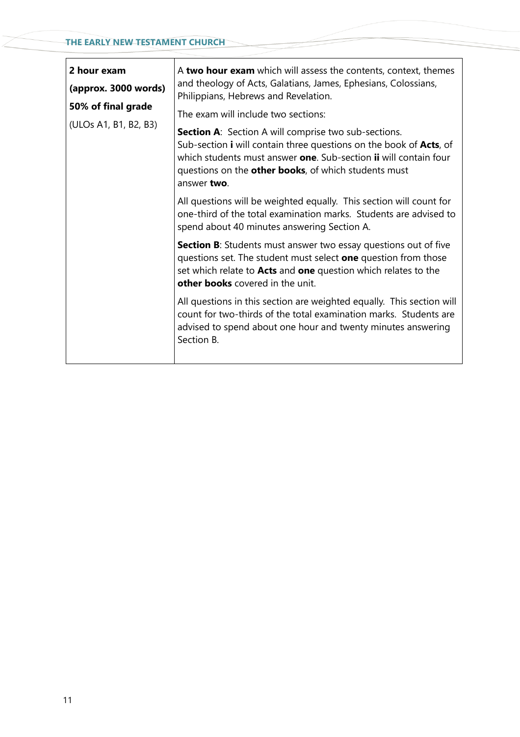| | |
|---|---|
| **2 hour exam**<br><br>**(approx. 3000 words)**<br><br>**50% of final grade**<br><br>(ULOs A1, B1, B2, B3) | A **two hour exam** which will assess the contents, context, themes and theology of Acts, Galatians, James, Ephesians, Colossians, Philippians, Hebrews and Revelation.<br><br>The exam will include two sections:<br><br>**Section A**: Section A will comprise two sub-sections. Sub-section **i** will contain three questions on the book of **Acts**, of which students must answer **one**. Sub-section **ii** will contain four questions on the **other books**, of which students must answer **two**.<br><br>All questions will be weighted equally. This section will count for one-third of the total examination marks. Students are advised to spend about 40 minutes answering Section A.<br><br>**Section B**: Students must answer two essay questions out of five questions set. The student must select **one** question from those set which relate to **Acts** and **one** question which relates to the **other books** covered in the unit.<br><br>All questions in this section are weighted equally. This section will count for two-thirds of the total examination marks. Students are advised to spend about one hour and twenty minutes answering Section B. |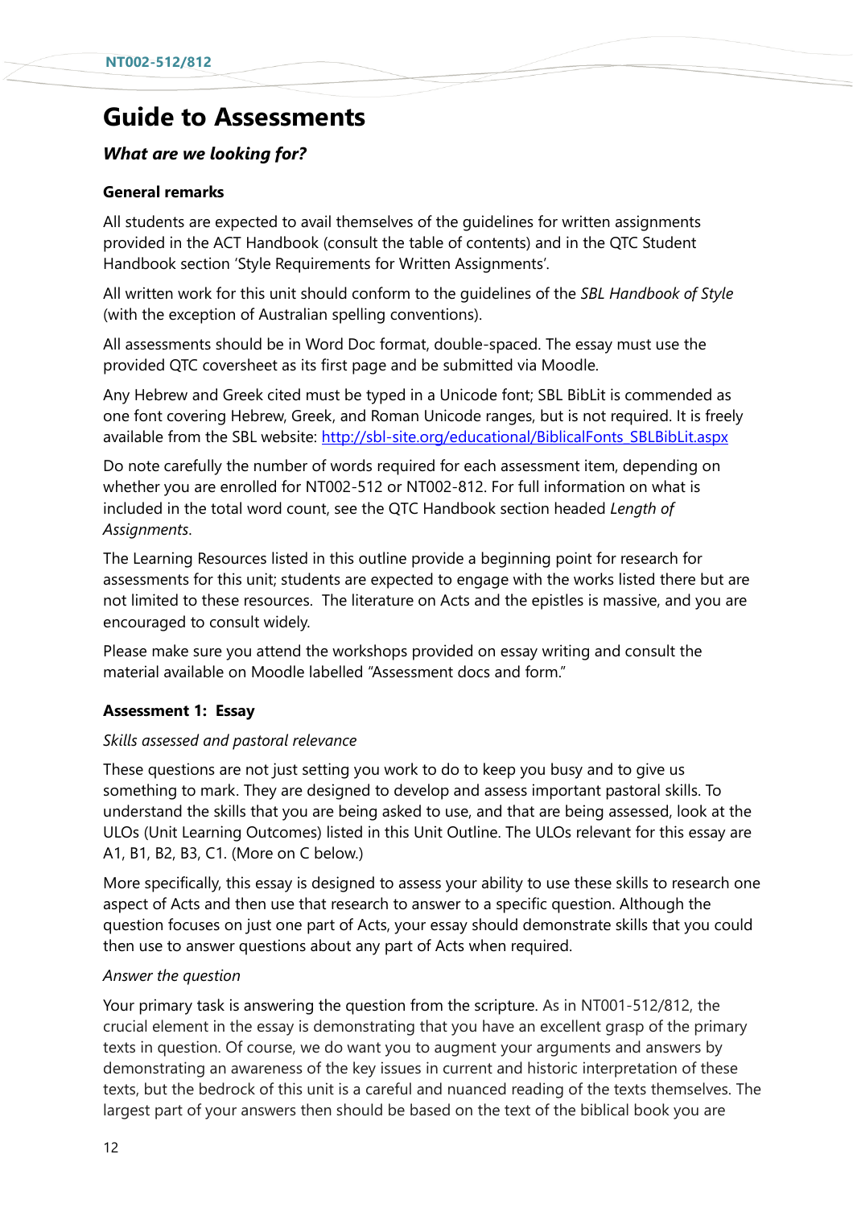# Guide to Assessments

## *What are we looking for?*

### General remarks

All students are expected to avail themselves of the guidelines for written assignments provided in the ACT Handbook (consult the table of contents) and in the QTC Student Handbook section 'Style Requirements for Written Assignments'.

All written work for this unit should conform to the guidelines of the *SBL Handbook of Style* (with the exception of Australian spelling conventions).

All assessments should be in Word Doc format, double-spaced. The essay must use the provided QTC coversheet as its first page and be submitted via Moodle.

Any Hebrew and Greek cited must be typed in a Unicode font; SBL BibLit is commended as one font covering Hebrew, Greek, and Roman Unicode ranges, but is not required. It is freely available from the SBL website: [http://sbl-site.org/educational/BiblicalFonts_SBLBibLit.aspx](http://sbl-site.org/educational/BiblicalFonts_SBLBibLit.aspx)

Do note carefully the number of words required for each assessment item, depending on whether you are enrolled for NT002-512 or NT002-812. For full information on what is included in the total word count, see the QTC Handbook section headed *Length of Assignments*.

The Learning Resources listed in this outline provide a beginning point for research for assessments for this unit; students are expected to engage with the works listed there but are not limited to these resources. The literature on Acts and the epistles is massive, and you are encouraged to consult widely.

Please make sure you attend the workshops provided on essay writing and consult the material available on Moodle labelled "Assessment docs and form."

### Assessment 1: Essay

*Skills assessed and pastoral relevance*

These questions are not just setting you work to do to keep you busy and to give us something to mark. They are designed to develop and assess important pastoral skills. To understand the skills that you are being asked to use, and that are being assessed, look at the ULOs (Unit Learning Outcomes) listed in this Unit Outline. The ULOs relevant for this essay are A1, B1, B2, B3, C1. (More on C below.)

More specifically, this essay is designed to assess your ability to use these skills to research one aspect of Acts and then use that research to answer to a specific question. Although the question focuses on just one part of Acts, your essay should demonstrate skills that you could then use to answer questions about any part of Acts when required.

*Answer the question*

Your primary task is answering the question from the scripture. As in NT001-512/812, the crucial element in the essay is demonstrating that you have an excellent grasp of the primary texts in question. Of course, we do want you to augment your arguments and answers by demonstrating an awareness of the key issues in current and historic interpretation of these texts, but the bedrock of this unit is a careful and nuanced reading of the texts themselves. The largest part of your answers then should be based on the text of the biblical book you are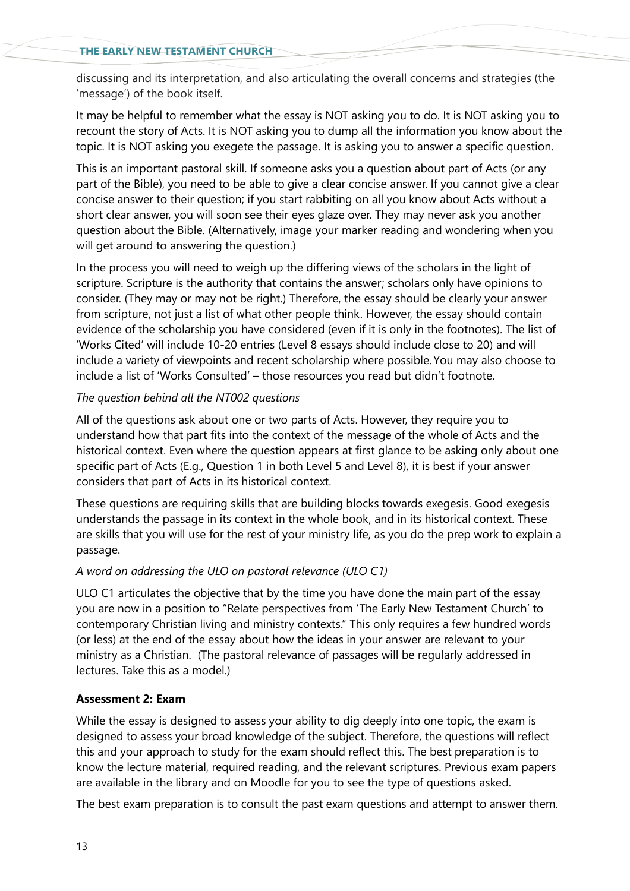discussing and its interpretation, and also articulating the overall concerns and strategies (the 'message') of the book itself.

It may be helpful to remember what the essay is NOT asking you to do. It is NOT asking you to recount the story of Acts. It is NOT asking you to dump all the information you know about the topic. It is NOT asking you exegete the passage. It is asking you to answer a specific question.

This is an important pastoral skill. If someone asks you a question about part of Acts (or any part of the Bible), you need to be able to give a clear concise answer. If you cannot give a clear concise answer to their question; if you start rabbiting on all you know about Acts without a short clear answer, you will soon see their eyes glaze over. They may never ask you another question about the Bible. (Alternatively, image your marker reading and wondering when you will get around to answering the question.)

In the process you will need to weigh up the differing views of the scholars in the light of scripture. Scripture is the authority that contains the answer; scholars only have opinions to consider. (They may or may not be right.) Therefore, the essay should be clearly your answer from scripture, not just a list of what other people think. However, the essay should contain evidence of the scholarship you have considered (even if it is only in the footnotes). The list of 'Works Cited' will include 10-20 entries (Level 8 essays should include close to 20) and will include a variety of viewpoints and recent scholarship where possible. You may also choose to include a list of 'Works Consulted' – those resources you read but didn't footnote.

*The question behind all the NT002 questions*

All of the questions ask about one or two parts of Acts. However, they require you to understand how that part fits into the context of the message of the whole of Acts and the historical context. Even where the question appears at first glance to be asking only about one specific part of Acts (E.g., Question 1 in both Level 5 and Level 8), it is best if your answer considers that part of Acts in its historical context.

These questions are requiring skills that are building blocks towards exegesis. Good exegesis understands the passage in its context in the whole book, and in its historical context. These are skills that you will use for the rest of your ministry life, as you do the prep work to explain a passage.

*A word on addressing the ULO on pastoral relevance (ULO C1)*

ULO C1 articulates the objective that by the time you have done the main part of the essay you are now in a position to "Relate perspectives from 'The Early New Testament Church' to contemporary Christian living and ministry contexts." This only requires a few hundred words (or less) at the end of the essay about how the ideas in your answer are relevant to your ministry as a Christian. (The pastoral relevance of passages will be regularly addressed in lectures. Take this as a model.)

**Assessment 2: Exam**

While the essay is designed to assess your ability to dig deeply into one topic, the exam is designed to assess your broad knowledge of the subject. Therefore, the questions will reflect this and your approach to study for the exam should reflect this. The best preparation is to know the lecture material, required reading, and the relevant scriptures. Previous exam papers are available in the library and on Moodle for you to see the type of questions asked.

The best exam preparation is to consult the past exam questions and attempt to answer them.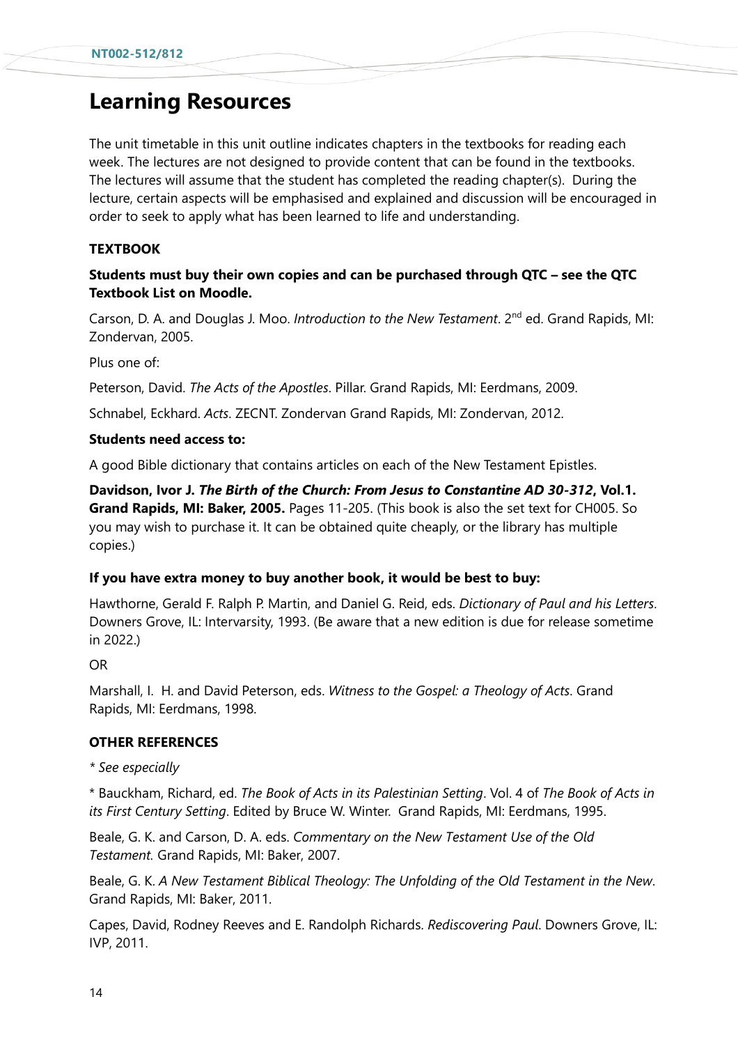# Learning Resources

The unit timetable in this unit outline indicates chapters in the textbooks for reading each week. The lectures are not designed to provide content that can be found in the textbooks. The lectures will assume that the student has completed the reading chapter(s). During the lecture, certain aspects will be emphasised and explained and discussion will be encouraged in order to seek to apply what has been learned to life and understanding.

**TEXTBOOK**

**Students must buy their own copies and can be purchased through QTC – see the QTC Textbook List on Moodle.**

Carson, D. A. and Douglas J. Moo. *Introduction to the New Testament*. 2nd ed. Grand Rapids, MI: Zondervan, 2005.

Plus one of:

Peterson, David. *The Acts of the Apostles*. Pillar. Grand Rapids, MI: Eerdmans, 2009.

Schnabel, Eckhard. *Acts*. ZECNT. Zondervan Grand Rapids, MI: Zondervan, 2012.

**Students need access to:**

A good Bible dictionary that contains articles on each of the New Testament Epistles.

**Davidson, Ivor J. *The Birth of the Church: From Jesus to Constantine AD 30-312*, Vol.1. Grand Rapids, MI: Baker, 2005.** Pages 11-205. (This book is also the set text for CH005. So you may wish to purchase it. It can be obtained quite cheaply, or the library has multiple copies.)

**If you have extra money to buy another book, it would be best to buy:**

Hawthorne, Gerald F. Ralph P. Martin, and Daniel G. Reid, eds. *Dictionary of Paul and his Letters*. Downers Grove, IL: Intervarsity, 1993. (Be aware that a new edition is due for release sometime in 2022.)

OR

Marshall, I. H. and David Peterson, eds. *Witness to the Gospel: a Theology of Acts*. Grand Rapids, MI: Eerdmans, 1998.

**OTHER REFERENCES**

*\* See especially*

\* Bauckham, Richard, ed. *The Book of Acts in its Palestinian Setting*. Vol. 4 of *The Book of Acts in its First Century Setting*. Edited by Bruce W. Winter. Grand Rapids, MI: Eerdmans, 1995.

Beale, G. K. and Carson, D. A. eds. *Commentary on the New Testament Use of the Old Testament.* Grand Rapids, MI: Baker, 2007.

Beale, G. K. *A New Testament Biblical Theology: The Unfolding of the Old Testament in the New*. Grand Rapids, MI: Baker, 2011.

Capes, David, Rodney Reeves and E. Randolph Richards. *Rediscovering Paul*. Downers Grove, IL: IVP, 2011.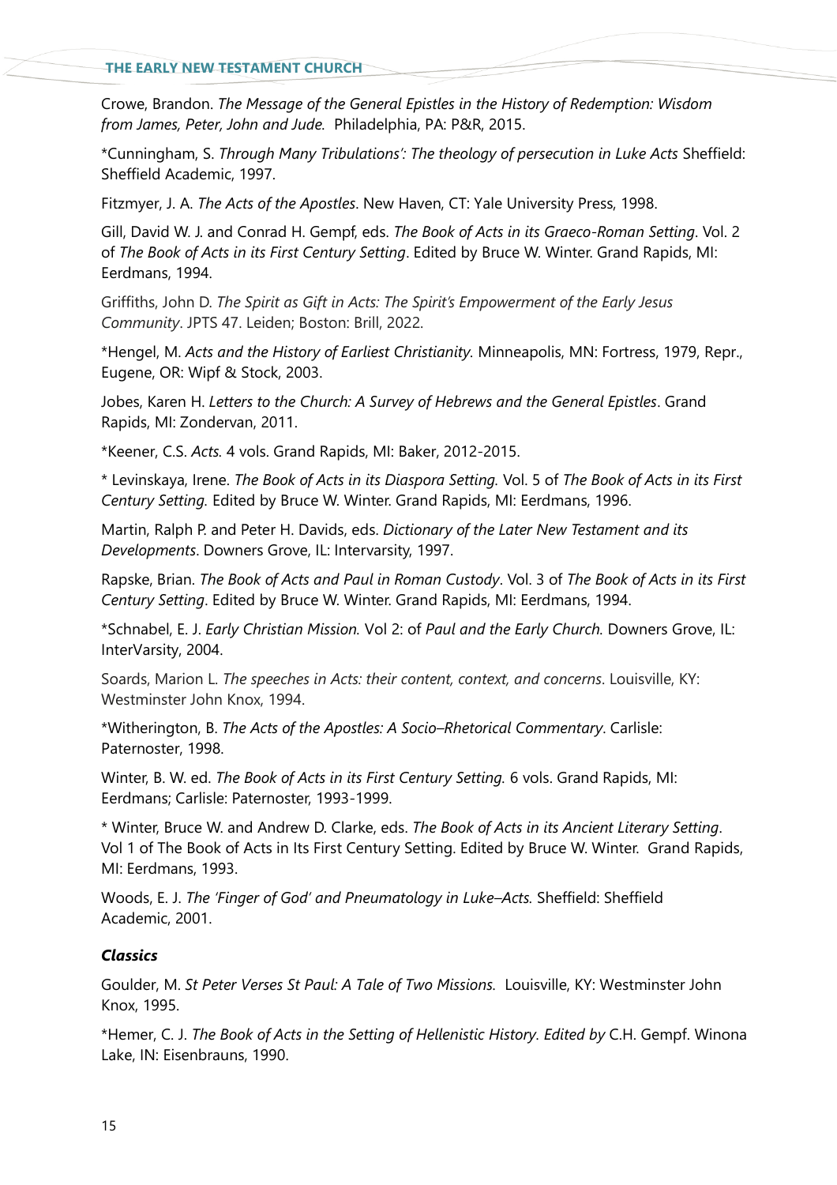Crowe, Brandon. *The Message of the General Epistles in the History of Redemption: Wisdom from James, Peter, John and Jude.* Philadelphia, PA: P&R, 2015.

*Cunningham, S. *Through Many Tribulations': The theology of persecution in Luke Acts* Sheffield: Sheffield Academic, 1997.

Fitzmyer, J. A. *The Acts of the Apostles*. New Haven, CT: Yale University Press, 1998.

Gill, David W. J. and Conrad H. Gempf, eds. *The Book of Acts in its Graeco-Roman Setting*. Vol. 2 of *The Book of Acts in its First Century Setting*. Edited by Bruce W. Winter. Grand Rapids, MI: Eerdmans, 1994.

Griffiths, John D. *The Spirit as Gift in Acts: The Spirit's Empowerment of the Early Jesus Community*. JPTS 47. Leiden; Boston: Brill, 2022.

*Hengel, M. *Acts and the History of Earliest Christianity.* Minneapolis, MN: Fortress, 1979, Repr., Eugene, OR: Wipf & Stock, 2003.

Jobes, Karen H. *Letters to the Church: A Survey of Hebrews and the General Epistles*. Grand Rapids, MI: Zondervan, 2011.

*Keener, C.S. *Acts.* 4 vols. Grand Rapids, MI: Baker, 2012-2015.

* Levinskaya, Irene. *The Book of Acts in its Diaspora Setting.* Vol. 5 of *The Book of Acts in its First Century Setting.* Edited by Bruce W. Winter. Grand Rapids, MI: Eerdmans, 1996.

Martin, Ralph P. and Peter H. Davids, eds. *Dictionary of the Later New Testament and its Developments*. Downers Grove, IL: Intervarsity, 1997.

Rapske, Brian. *The Book of Acts and Paul in Roman Custody*. Vol. 3 of *The Book of Acts in its First Century Setting*. Edited by Bruce W. Winter. Grand Rapids, MI: Eerdmans, 1994.

*Schnabel, E. J. *Early Christian Mission.* Vol 2: of *Paul and the Early Church.* Downers Grove, IL: InterVarsity, 2004.

Soards, Marion L. *The speeches in Acts: their content, context, and concerns*. Louisville, KY: Westminster John Knox, 1994.

*Witherington, B. *The Acts of the Apostles: A Socio–Rhetorical Commentary*. Carlisle: Paternoster, 1998.

Winter, B. W. ed. *The Book of Acts in its First Century Setting.* 6 vols. Grand Rapids, MI: Eerdmans; Carlisle: Paternoster, 1993-1999.

* Winter, Bruce W. and Andrew D. Clarke, eds. *The Book of Acts in its Ancient Literary Setting*. Vol 1 of The Book of Acts in Its First Century Setting. Edited by Bruce W. Winter. Grand Rapids, MI: Eerdmans, 1993.

Woods, E. J. *The 'Finger of God' and Pneumatology in Luke–Acts.* Sheffield: Sheffield Academic, 2001.

***Classics***

Goulder, M. *St Peter Verses St Paul: A Tale of Two Missions.* Louisville, KY: Westminster John Knox, 1995.

*Hemer, C. J. *The Book of Acts in the Setting of Hellenistic History. Edited by* C.H. Gempf. Winona Lake, IN: Eisenbrauns, 1990.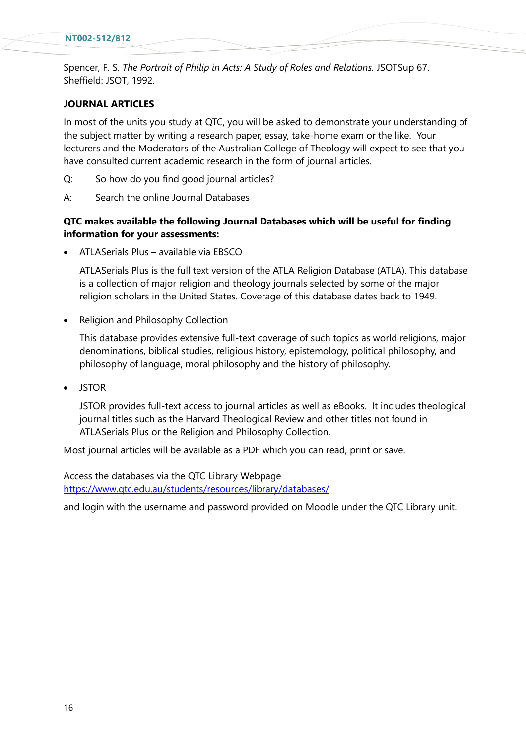Spencer, F. S. *The Portrait of Philip in Acts: A Study of Roles and Relations.* JSOTSup 67. Sheffield: JSOT, 1992.

## JOURNAL ARTICLES

In most of the units you study at QTC, you will be asked to demonstrate your understanding of the subject matter by writing a research paper, essay, take-home exam or the like. Your lecturers and the Moderators of the Australian College of Theology will expect to see that you have consulted current academic research in the form of journal articles.

Q: So how do you find good journal articles?

A: Search the online Journal Databases

**QTC makes available the following Journal Databases which will be useful for finding information for your assessments:**

- ATLASerials Plus – available via EBSCO

  ATLASerials Plus is the full text version of the ATLA Religion Database (ATLA). This database is a collection of major religion and theology journals selected by some of the major religion scholars in the United States. Coverage of this database dates back to 1949.

- Religion and Philosophy Collection

  This database provides extensive full-text coverage of such topics as world religions, major denominations, biblical studies, religious history, epistemology, political philosophy, and philosophy of language, moral philosophy and the history of philosophy.

- JSTOR

  JSTOR provides full-text access to journal articles as well as eBooks. It includes theological journal titles such as the Harvard Theological Review and other titles not found in ATLASerials Plus or the Religion and Philosophy Collection.

Most journal articles will be available as a PDF which you can read, print or save.

Access the databases via the QTC Library Webpage
https://www.qtc.edu.au/students/resources/library/databases/

and login with the username and password provided on Moodle under the QTC Library unit.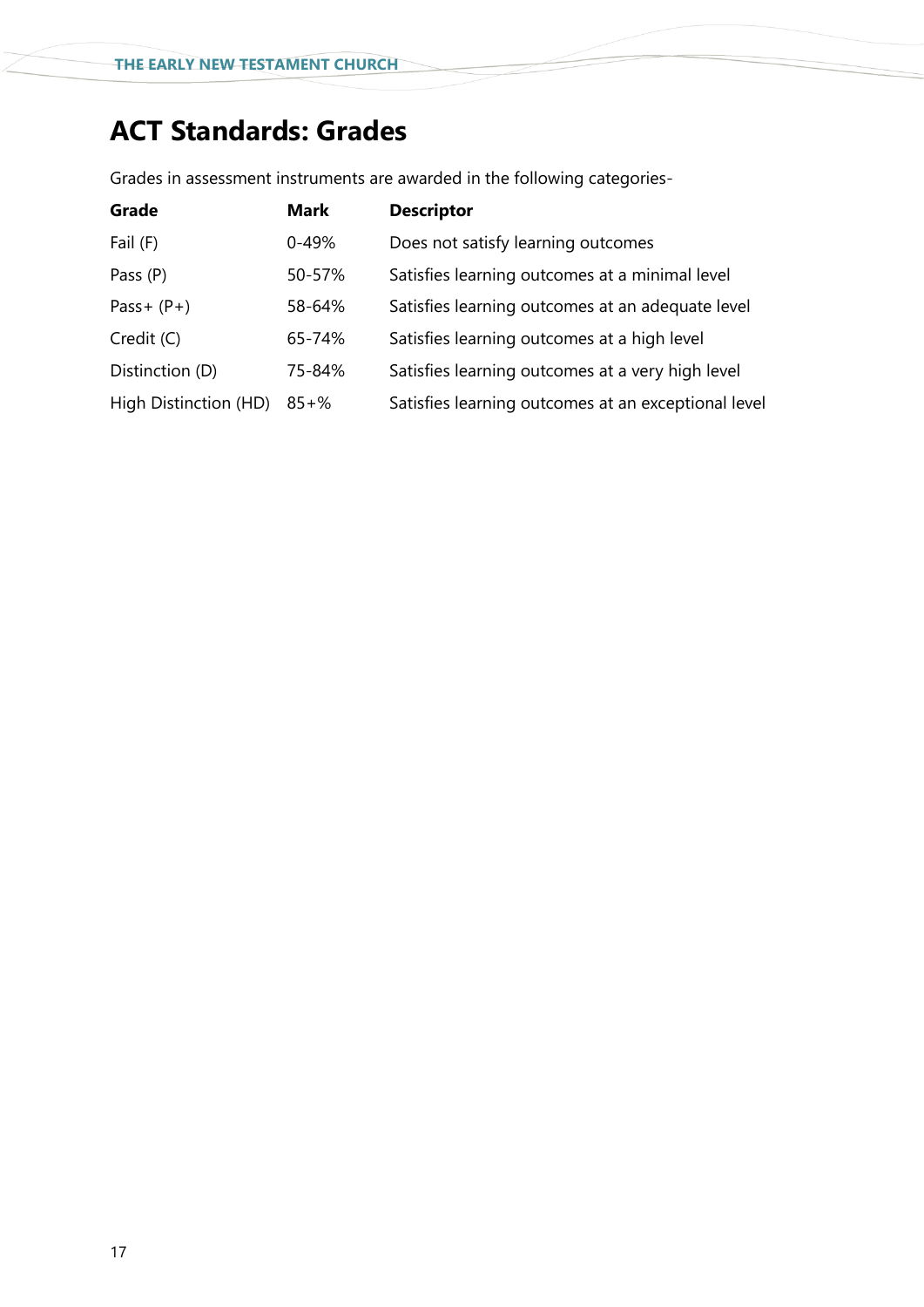# ACT Standards: Grades

Grades in assessment instruments are awarded in the following categories-

| Grade | Mark | Descriptor |
|---|---|---|
| Fail (F) | 0-49% | Does not satisfy learning outcomes |
| Pass (P) | 50-57% | Satisfies learning outcomes at a minimal level |
| Pass+ (P+) | 58-64% | Satisfies learning outcomes at an adequate level |
| Credit (C) | 65-74% | Satisfies learning outcomes at a high level |
| Distinction (D) | 75-84% | Satisfies learning outcomes at a very high level |
| High Distinction (HD) | 85+% | Satisfies learning outcomes at an exceptional level |